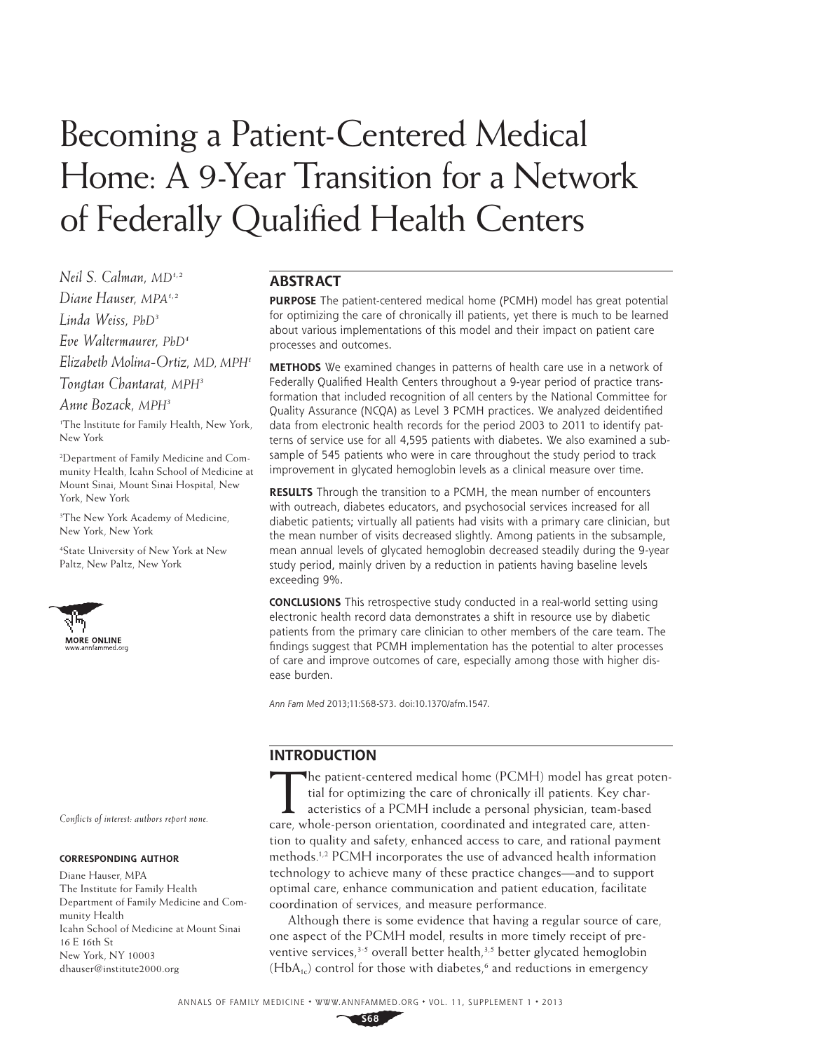# Becoming a Patient-Centered Medical Home: A 9-Year Transition for a Network of Federally Qualified Health Centers

*Neil S. Calman, MD*[1,2]
*Diane Hauser, MPA*[1,2]
*Linda Weiss, PhD*[3]
*Eve Waltermaurer, PhD*[4]
*Elizabeth Molina-Ortiz, MD, MPH*[1]
*Tongtan Chantarat, MPH*[3]
*Anne Bozack, MPH*[3]

[1]The Institute for Family Health, New York, New York

[2]Department of Family Medicine and Community Health, Icahn School of Medicine at Mount Sinai, Mount Sinai Hospital, New York, New York

[3]The New York Academy of Medicine, New York, New York

[4]State University of New York at New Paltz, New Paltz, New York

MORE ONLINE
www.annfammed.org

*Conflicts of interest: authors report none.*

**CORRESPONDING AUTHOR**

Diane Hauser, MPA
The Institute for Family Health
Department of Family Medicine and Community Health
Icahn School of Medicine at Mount Sinai
16 E 16th St
New York, NY 10003
dhauser@institute2000.org

## ABSTRACT

**PURPOSE** The patient-centered medical home (PCMH) model has great potential for optimizing the care of chronically ill patients, yet there is much to be learned about various implementations of this model and their impact on patient care processes and outcomes.

**METHODS** We examined changes in patterns of health care use in a network of Federally Qualified Health Centers throughout a 9-year period of practice transformation that included recognition of all centers by the National Committee for Quality Assurance (NCQA) as Level 3 PCMH practices. We analyzed deidentified data from electronic health records for the period 2003 to 2011 to identify patterns of service use for all 4,595 patients with diabetes. We also examined a subsample of 545 patients who were in care throughout the study period to track improvement in glycated hemoglobin levels as a clinical measure over time.

**RESULTS** Through the transition to a PCMH, the mean number of encounters with outreach, diabetes educators, and psychosocial services increased for all diabetic patients; virtually all patients had visits with a primary care clinician, but the mean number of visits decreased slightly. Among patients in the subsample, mean annual levels of glycated hemoglobin decreased steadily during the 9-year study period, mainly driven by a reduction in patients having baseline levels exceeding 9%.

**CONCLUSIONS** This retrospective study conducted in a real-world setting using electronic health record data demonstrates a shift in resource use by diabetic patients from the primary care clinician to other members of the care team. The findings suggest that PCMH implementation has the potential to alter processes of care and improve outcomes of care, especially among those with higher disease burden.

*Ann Fam Med* 2013;11:S68-S73. doi:10.1370/afm.1547.

## INTRODUCTION

The patient-centered medical home (PCMH) model has great potential for optimizing the care of chronically ill patients. Key characteristics of a PCMH include a personal physician, team-based care, whole-person orientation, coordinated and integrated care, attention to quality and safety, enhanced access to care, and rational payment methods.[1,2] PCMH incorporates the use of advanced health information technology to achieve many of these practice changes—and to support optimal care, enhance communication and patient education, facilitate coordination of services, and measure performance.

Although there is some evidence that having a regular source of care, one aspect of the PCMH model, results in more timely receipt of preventive services,[3-5] overall better health,[3,5] better glycated hemoglobin ($HbA_{1c}$) control for those with diabetes,[6] and reductions in emergency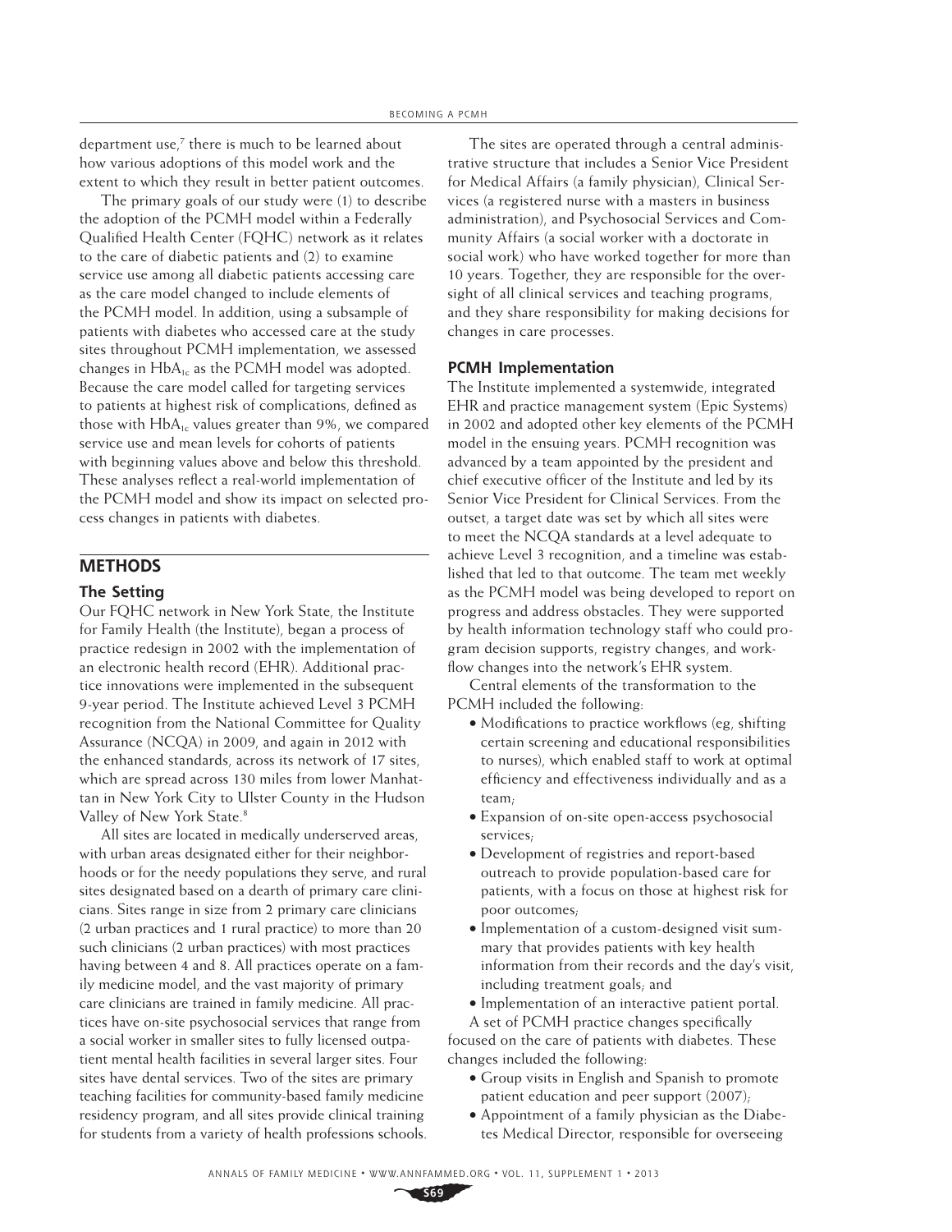department use,[7] there is much to be learned about how various adoptions of this model work and the extent to which they result in better patient outcomes.

The primary goals of our study were (1) to describe the adoption of the PCMH model within a Federally Qualified Health Center (FQHC) network as it relates to the care of diabetic patients and (2) to examine service use among all diabetic patients accessing care as the care model changed to include elements of the PCMH model. In addition, using a subsample of patients with diabetes who accessed care at the study sites throughout PCMH implementation, we assessed changes in $HbA_{1c}$ as the PCMH model was adopted. Because the care model called for targeting services to patients at highest risk of complications, defined as those with $HbA_{1c}$ values greater than 9%, we compared service use and mean levels for cohorts of patients with beginning values above and below this threshold. These analyses reflect a real-world implementation of the PCMH model and show its impact on selected process changes in patients with diabetes.

## METHODS

### The Setting

Our FQHC network in New York State, the Institute for Family Health (the Institute), began a process of practice redesign in 2002 with the implementation of an electronic health record (EHR). Additional practice innovations were implemented in the subsequent 9-year period. The Institute achieved Level 3 PCMH recognition from the National Committee for Quality Assurance (NCQA) in 2009, and again in 2012 with the enhanced standards, across its network of 17 sites, which are spread across 130 miles from lower Manhattan in New York City to Ulster County in the Hudson Valley of New York State.[8]

All sites are located in medically underserved areas, with urban areas designated either for their neighborhoods or for the needy populations they serve, and rural sites designated based on a dearth of primary care clinicians. Sites range in size from 2 primary care clinicians (2 urban practices and 1 rural practice) to more than 20 such clinicians (2 urban practices) with most practices having between 4 and 8. All practices operate on a family medicine model, and the vast majority of primary care clinicians are trained in family medicine. All practices have on-site psychosocial services that range from a social worker in smaller sites to fully licensed outpatient mental health facilities in several larger sites. Four sites have dental services. Two of the sites are primary teaching facilities for community-based family medicine residency program, and all sites provide clinical training for students from a variety of health professions schools.

The sites are operated through a central administrative structure that includes a Senior Vice President for Medical Affairs (a family physician), Clinical Services (a registered nurse with a masters in business administration), and Psychosocial Services and Community Affairs (a social worker with a doctorate in social work) who have worked together for more than 10 years. Together, they are responsible for the oversight of all clinical services and teaching programs, and they share responsibility for making decisions for changes in care processes.

### PCMH Implementation

The Institute implemented a systemwide, integrated EHR and practice management system (Epic Systems) in 2002 and adopted other key elements of the PCMH model in the ensuing years. PCMH recognition was advanced by a team appointed by the president and chief executive officer of the Institute and led by its Senior Vice President for Clinical Services. From the outset, a target date was set by which all sites were to meet the NCQA standards at a level adequate to achieve Level 3 recognition, and a timeline was established that led to that outcome. The team met weekly as the PCMH model was being developed to report on progress and address obstacles. They were supported by health information technology staff who could program decision supports, registry changes, and workflow changes into the network's EHR system.

Central elements of the transformation to the PCMH included the following:

- Modifications to practice workflows (eg, shifting certain screening and educational responsibilities to nurses), which enabled staff to work at optimal efficiency and effectiveness individually and as a team;
- Expansion of on-site open-access psychosocial services;
- Development of registries and report-based outreach to provide population-based care for patients, with a focus on those at highest risk for poor outcomes;
- Implementation of a custom-designed visit summary that provides patients with key health information from their records and the day's visit, including treatment goals; and
- Implementation of an interactive patient portal.

A set of PCMH practice changes specifically focused on the care of patients with diabetes. These changes included the following:

- Group visits in English and Spanish to promote patient education and peer support (2007);
- Appointment of a family physician as the Diabetes Medical Director, responsible for overseeing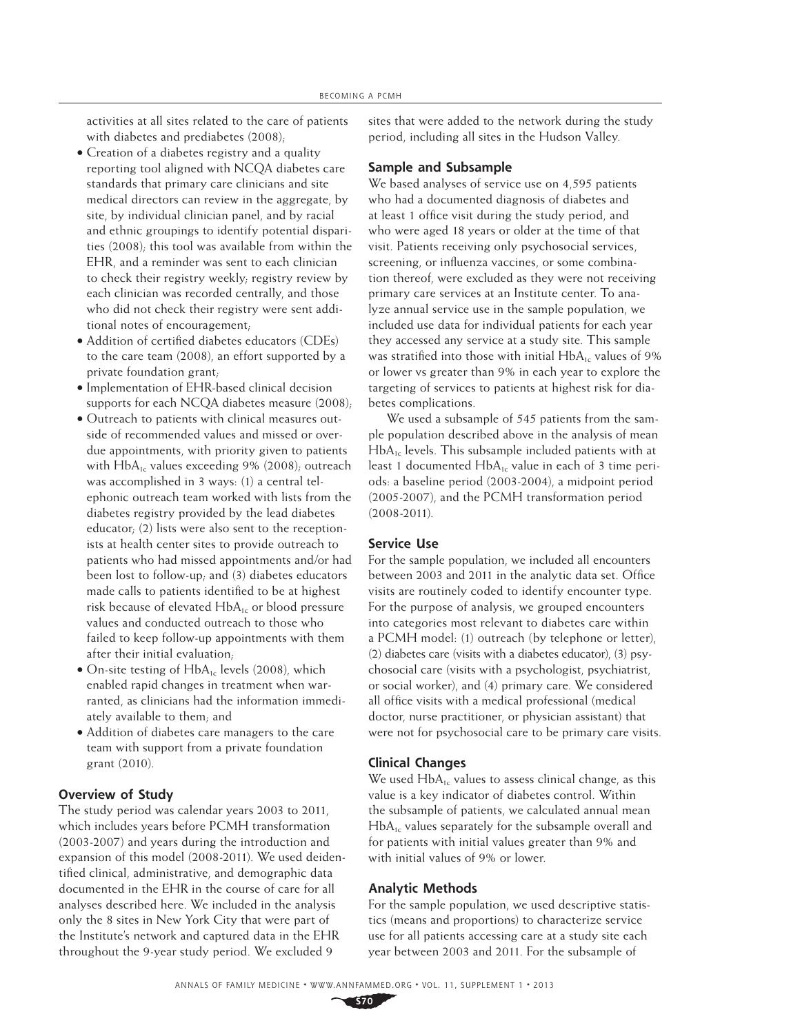activities at all sites related to the care of patients with diabetes and prediabetes (2008);

- Creation of a diabetes registry and a quality reporting tool aligned with NCQA diabetes care standards that primary care clinicians and site medical directors can review in the aggregate, by site, by individual clinician panel, and by racial and ethnic groupings to identify potential disparities (2008); this tool was available from within the EHR, and a reminder was sent to each clinician to check their registry weekly; registry review by each clinician was recorded centrally, and those who did not check their registry were sent additional notes of encouragement;
- Addition of certified diabetes educators (CDEs) to the care team (2008), an effort supported by a private foundation grant;
- Implementation of EHR-based clinical decision supports for each NCQA diabetes measure (2008);
- Outreach to patients with clinical measures outside of recommended values and missed or overdue appointments, with priority given to patients with $HbA_{1c}$ values exceeding 9% (2008); outreach was accomplished in 3 ways: (1) a central telephonic outreach team worked with lists from the diabetes registry provided by the lead diabetes educator; (2) lists were also sent to the receptionists at health center sites to provide outreach to patients who had missed appointments and/or had been lost to follow-up; and (3) diabetes educators made calls to patients identified to be at highest risk because of elevated $HbA_{1c}$ or blood pressure values and conducted outreach to those who failed to keep follow-up appointments with them after their initial evaluation;
- On-site testing of $HbA_{1c}$ levels (2008), which enabled rapid changes in treatment when warranted, as clinicians had the information immediately available to them; and
- Addition of diabetes care managers to the care team with support from a private foundation grant (2010).

### Overview of Study

The study period was calendar years 2003 to 2011, which includes years before PCMH transformation (2003-2007) and years during the introduction and expansion of this model (2008-2011). We used deidentified clinical, administrative, and demographic data documented in the EHR in the course of care for all analyses described here. We included in the analysis only the 8 sites in New York City that were part of the Institute's network and captured data in the EHR throughout the 9-year study period. We excluded 9 sites that were added to the network during the study period, including all sites in the Hudson Valley.

### Sample and Subsample

We based analyses of service use on 4,595 patients who had a documented diagnosis of diabetes and at least 1 office visit during the study period, and who were aged 18 years or older at the time of that visit. Patients receiving only psychosocial services, screening, or influenza vaccines, or some combination thereof, were excluded as they were not receiving primary care services at an Institute center. To analyze annual service use in the sample population, we included use data for individual patients for each year they accessed any service at a study site. This sample was stratified into those with initial $HbA_{1c}$ values of 9% or lower vs greater than 9% in each year to explore the targeting of services to patients at highest risk for diabetes complications.

We used a subsample of 545 patients from the sample population described above in the analysis of mean $HbA_{1c}$ levels. This subsample included patients with at least 1 documented $HbA_{1c}$ value in each of 3 time periods: a baseline period (2003-2004), a midpoint period (2005-2007), and the PCMH transformation period (2008-2011).

### Service Use

For the sample population, we included all encounters between 2003 and 2011 in the analytic data set. Office visits are routinely coded to identify encounter type. For the purpose of analysis, we grouped encounters into categories most relevant to diabetes care within a PCMH model: (1) outreach (by telephone or letter), (2) diabetes care (visits with a diabetes educator), (3) psychosocial care (visits with a psychologist, psychiatrist, or social worker), and (4) primary care. We considered all office visits with a medical professional (medical doctor, nurse practitioner, or physician assistant) that were not for psychosocial care to be primary care visits.

### Clinical Changes

We used $HbA_{1c}$ values to assess clinical change, as this value is a key indicator of diabetes control. Within the subsample of patients, we calculated annual mean $HbA_{1c}$ values separately for the subsample overall and for patients with initial values greater than 9% and with initial values of 9% or lower.

### Analytic Methods

For the sample population, we used descriptive statistics (means and proportions) to characterize service use for all patients accessing care at a study site each year between 2003 and 2011. For the subsample of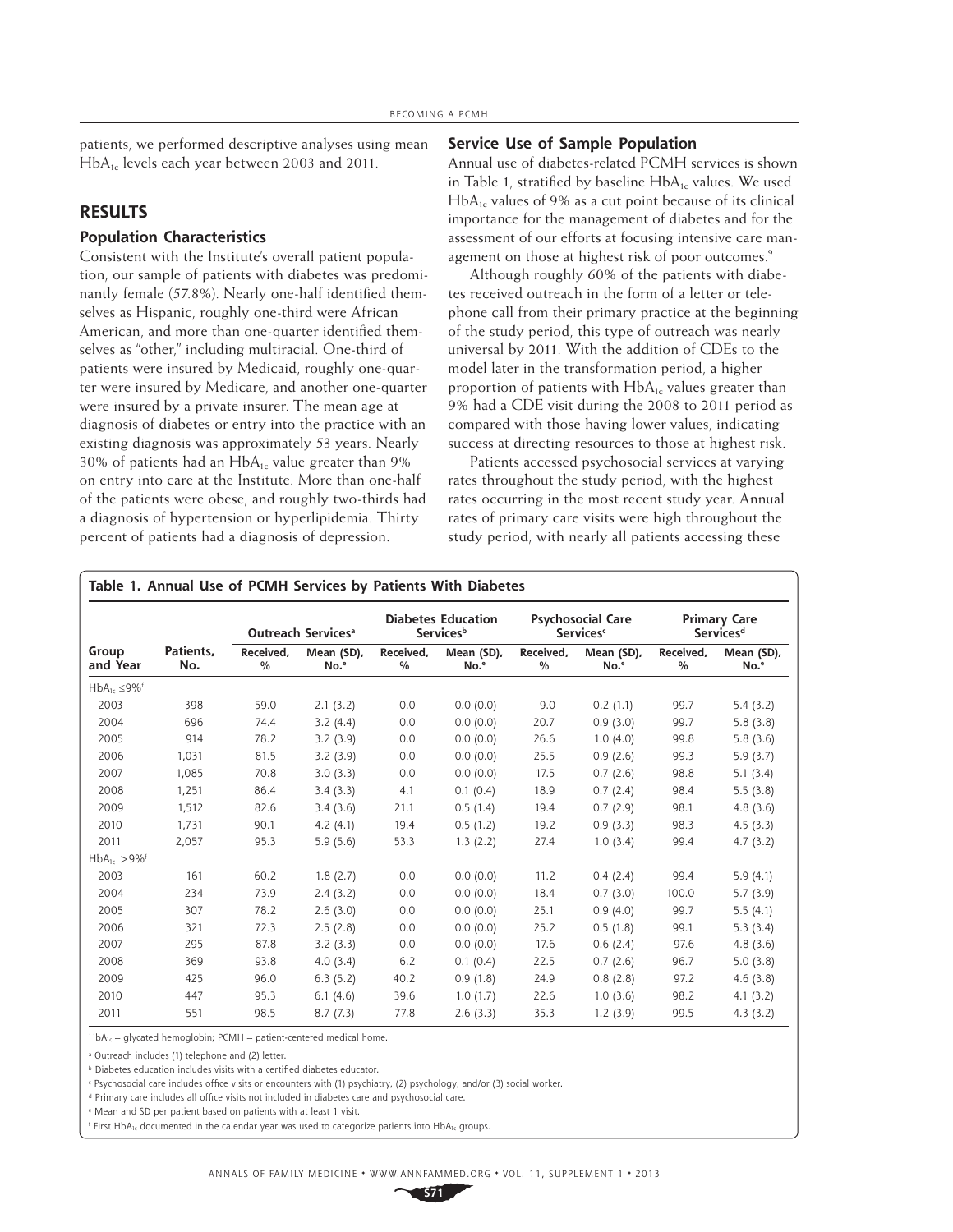patients, we performed descriptive analyses using mean $HbA_{1c}$ levels each year between 2003 and 2011.

## RESULTS

### Population Characteristics

Consistent with the Institute's overall patient population, our sample of patients with diabetes was predominantly female (57.8%). Nearly one-half identified themselves as Hispanic, roughly one-third were African American, and more than one-quarter identified themselves as "other," including multiracial. One-third of patients were insured by Medicaid, roughly one-quarter were insured by Medicare, and another one-quarter were insured by a private insurer. The mean age at diagnosis of diabetes or entry into the practice with an existing diagnosis was approximately 53 years. Nearly 30% of patients had an $HbA_{1c}$ value greater than 9% on entry into care at the Institute. More than one-half of the patients were obese, and roughly two-thirds had a diagnosis of hypertension or hyperlipidemia. Thirty percent of patients had a diagnosis of depression.

### Service Use of Sample Population

Annual use of diabetes-related PCMH services is shown in Table 1, stratified by baseline $HbA_{1c}$ values. We used $HbA_{1c}$ values of 9% as a cut point because of its clinical importance for the management of diabetes and for the assessment of our efforts at focusing intensive care management on those at highest risk of poor outcomes.[9]

Although roughly 60% of the patients with diabetes received outreach in the form of a letter or telephone call from their primary practice at the beginning of the study period, this type of outreach was nearly universal by 2011. With the addition of CDEs to the model later in the transformation period, a higher proportion of patients with $HbA_{1c}$ values greater than 9% had a CDE visit during the 2008 to 2011 period as compared with those having lower values, indicating success at directing resources to those at highest risk.

Patients accessed psychosocial services at varying rates throughout the study period, with the highest rates occurring in the most recent study year. Annual rates of primary care visits were high throughout the study period, with nearly all patients accessing these

**Table 1. Annual Use of PCMH Services by Patients With Diabetes**

| | | Outreach Services[a] | | Diabetes Education Services[b] | | Psychosocial Care Services[c] | | Primary Care Services[d] | |
|---|---|---|---|---|---|---|---|---|---|
| Group and Year | Patients, No. | Received, % | Mean (SD), No.[e] | Received, % | Mean (SD), No.[e] | Received, % | Mean (SD), No.[e] | Received, % | Mean (SD), No.[e] |
| $HbA_{1c}$ ≤9%[f] | | | | | | | | | |
| 2003 | 398 | 59.0 | 2.1 (3.2) | 0.0 | 0.0 (0.0) | 9.0 | 0.2 (1.1) | 99.7 | 5.4 (3.2) |
| 2004 | 696 | 74.4 | 3.2 (4.4) | 0.0 | 0.0 (0.0) | 20.7 | 0.9 (3.0) | 99.7 | 5.8 (3.8) |
| 2005 | 914 | 78.2 | 3.2 (3.9) | 0.0 | 0.0 (0.0) | 26.6 | 1.0 (4.0) | 99.8 | 5.8 (3.6) |
| 2006 | 1,031 | 81.5 | 3.2 (3.9) | 0.0 | 0.0 (0.0) | 25.5 | 0.9 (2.6) | 99.3 | 5.9 (3.7) |
| 2007 | 1,085 | 70.8 | 3.0 (3.3) | 0.0 | 0.0 (0.0) | 17.5 | 0.7 (2.6) | 98.8 | 5.1 (3.4) |
| 2008 | 1,251 | 86.4 | 3.4 (3.3) | 4.1 | 0.1 (0.4) | 18.9 | 0.7 (2.4) | 98.4 | 5.5 (3.8) |
| 2009 | 1,512 | 82.6 | 3.4 (3.6) | 21.1 | 0.5 (1.4) | 19.4 | 0.7 (2.9) | 98.1 | 4.8 (3.6) |
| 2010 | 1,731 | 90.1 | 4.2 (4.1) | 19.4 | 0.5 (1.2) | 19.2 | 0.9 (3.3) | 98.3 | 4.5 (3.3) |
| 2011 | 2,057 | 95.3 | 5.9 (5.6) | 53.3 | 1.3 (2.2) | 27.4 | 1.0 (3.4) | 99.4 | 4.7 (3.2) |
| $HbA_{1c}$ >9%[f] | | | | | | | | | |
| 2003 | 161 | 60.2 | 1.8 (2.7) | 0.0 | 0.0 (0.0) | 11.2 | 0.4 (2.4) | 99.4 | 5.9 (4.1) |
| 2004 | 234 | 73.9 | 2.4 (3.2) | 0.0 | 0.0 (0.0) | 18.4 | 0.7 (3.0) | 100.0 | 5.7 (3.9) |
| 2005 | 307 | 78.2 | 2.6 (3.0) | 0.0 | 0.0 (0.0) | 25.1 | 0.9 (4.0) | 99.7 | 5.5 (4.1) |
| 2006 | 321 | 72.3 | 2.5 (2.8) | 0.0 | 0.0 (0.0) | 25.2 | 0.5 (1.8) | 99.1 | 5.3 (3.4) |
| 2007 | 295 | 87.8 | 3.2 (3.3) | 0.0 | 0.0 (0.0) | 17.6 | 0.6 (2.4) | 97.6 | 4.8 (3.6) |
| 2008 | 369 | 93.8 | 4.0 (3.4) | 6.2 | 0.1 (0.4) | 22.5 | 0.7 (2.6) | 96.7 | 5.0 (3.8) |
| 2009 | 425 | 96.0 | 6.3 (5.2) | 40.2 | 0.9 (1.8) | 24.9 | 0.8 (2.8) | 97.2 | 4.6 (3.8) |
| 2010 | 447 | 95.3 | 6.1 (4.6) | 39.6 | 1.0 (1.7) | 22.6 | 1.0 (3.6) | 98.2 | 4.1 (3.2) |
| 2011 | 551 | 98.5 | 8.7 (7.3) | 77.8 | 2.6 (3.3) | 35.3 | 1.2 (3.9) | 99.5 | 4.3 (3.2) |

$HbA_{1c}$ = glycated hemoglobin; PCMH = patient-centered medical home.

[a] Outreach includes (1) telephone and (2) letter.

[b] Diabetes education includes visits with a certified diabetes educator.

[c] Psychosocial care includes office visits or encounters with (1) psychiatry, (2) psychology, and/or (3) social worker.

[d] Primary care includes all office visits not included in diabetes care and psychosocial care.

[e] Mean and SD per patient based on patients with at least 1 visit.

[f] First $HbA_{1c}$ documented in the calendar year was used to categorize patients into $HbA_{1c}$ groups.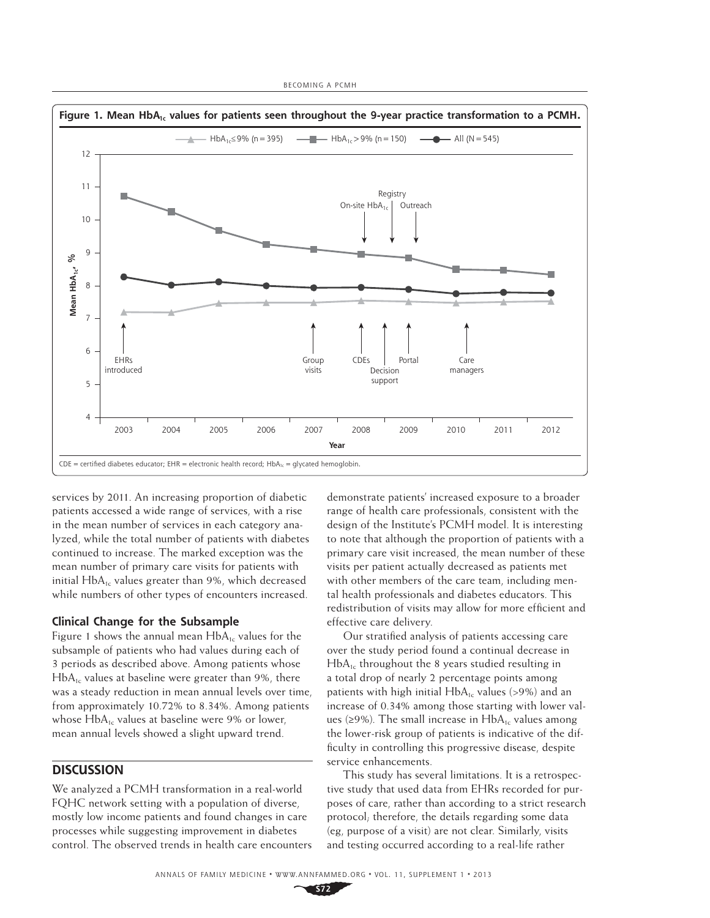**Figure 1. Mean $HbA_{1c}$ values for patients seen throughout the 9-year practice transformation to a PCMH.**

CDE = certified diabetes educator; EHR = electronic health record; $HbA_{1c}$ = glycated hemoglobin.

services by 2011. An increasing proportion of diabetic patients accessed a wide range of services, with a rise in the mean number of services in each category analyzed, while the total number of patients with diabetes continued to increase. The marked exception was the mean number of primary care visits for patients with initial $HbA_{1c}$ values greater than 9%, which decreased while numbers of other types of encounters increased.

### Clinical Change for the Subsample

Figure 1 shows the annual mean $HbA_{1c}$ values for the subsample of patients who had values during each of 3 periods as described above. Among patients whose $HbA_{1c}$ values at baseline were greater than 9%, there was a steady reduction in mean annual levels over time, from approximately 10.72% to 8.34%. Among patients whose $HbA_{1c}$ values at baseline were 9% or lower, mean annual levels showed a slight upward trend.

## DISCUSSION

We analyzed a PCMH transformation in a real-world FQHC network setting with a population of diverse, mostly low income patients and found changes in care processes while suggesting improvement in diabetes control. The observed trends in health care encounters demonstrate patients' increased exposure to a broader range of health care professionals, consistent with the design of the Institute's PCMH model. It is interesting to note that although the proportion of patients with a primary care visit increased, the mean number of these visits per patient actually decreased as patients met with other members of the care team, including mental health professionals and diabetes educators. This redistribution of visits may allow for more efficient and effective care delivery.

Our stratified analysis of patients accessing care over the study period found a continual decrease in $HbA_{1c}$ throughout the 8 years studied resulting in a total drop of nearly 2 percentage points among patients with high initial $HbA_{1c}$ values (>9%) and an increase of 0.34% among those starting with lower values (≥9%). The small increase in $HbA_{1c}$ values among the lower-risk group of patients is indicative of the difficulty in controlling this progressive disease, despite service enhancements.

This study has several limitations. It is a retrospective study that used data from EHRs recorded for purposes of care, rather than according to a strict research protocol; therefore, the details regarding some data (eg, purpose of a visit) are not clear. Similarly, visits and testing occurred according to a real-life rather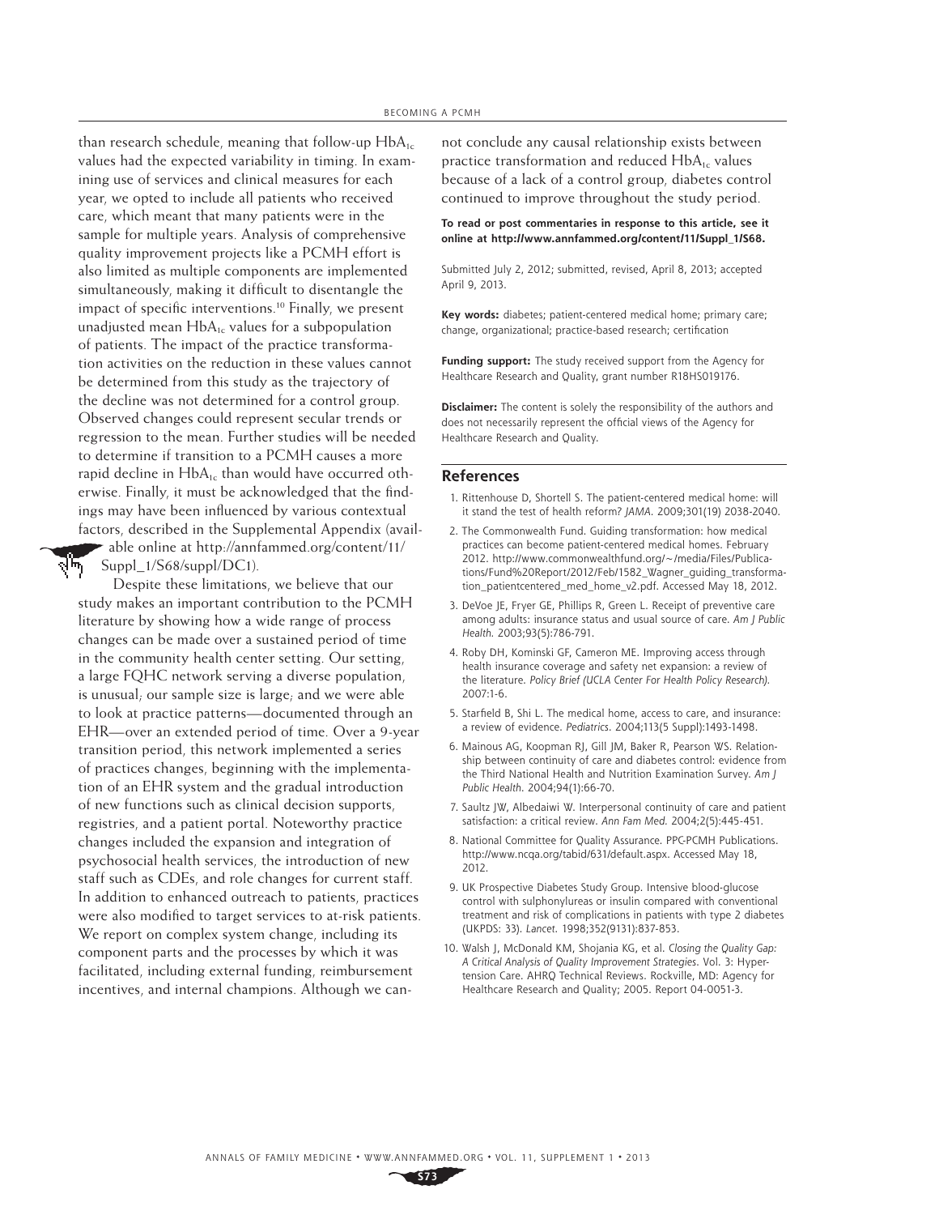than research schedule, meaning that follow-up $HbA_{1c}$ values had the expected variability in timing. In examining use of services and clinical measures for each year, we opted to include all patients who received care, which meant that many patients were in the sample for multiple years. Analysis of comprehensive quality improvement projects like a PCMH effort is also limited as multiple components are implemented simultaneously, making it difficult to disentangle the impact of specific interventions.[10] Finally, we present unadjusted mean $HbA_{1c}$ values for a subpopulation of patients. The impact of the practice transformation activities on the reduction in these values cannot be determined from this study as the trajectory of the decline was not determined for a control group. Observed changes could represent secular trends or regression to the mean. Further studies will be needed to determine if transition to a PCMH causes a more rapid decline in $HbA_{1c}$ than would have occurred otherwise. Finally, it must be acknowledged that the findings may have been influenced by various contextual factors, described in the Supplemental Appendix (available online at http://annfammed.org/content/11/Suppl_1/S68/suppl/DC1).

Despite these limitations, we believe that our study makes an important contribution to the PCMH literature by showing how a wide range of process changes can be made over a sustained period of time in the community health center setting. Our setting, a large FQHC network serving a diverse population, is unusual; our sample size is large; and we were able to look at practice patterns—documented through an EHR—over an extended period of time. Over a 9-year transition period, this network implemented a series of practices changes, beginning with the implementation of an EHR system and the gradual introduction of new functions such as clinical decision supports, registries, and a patient portal. Noteworthy practice changes included the expansion and integration of psychosocial health services, the introduction of new staff such as CDEs, and role changes for current staff. In addition to enhanced outreach to patients, practices were also modified to target services to at-risk patients. We report on complex system change, including its component parts and the processes by which it was facilitated, including external funding, reimbursement incentives, and internal champions. Although we cannot conclude any causal relationship exists between practice transformation and reduced $HbA_{1c}$ values because of a lack of a control group, diabetes control continued to improve throughout the study period.

**To read or post commentaries in response to this article, see it online at http://www.annfammed.org/content/11/Suppl_1/S68.**

Submitted July 2, 2012; submitted, revised, April 8, 2013; accepted April 9, 2013.

**Key words:** diabetes; patient-centered medical home; primary care; change, organizational; practice-based research; certification

**Funding support:** The study received support from the Agency for Healthcare Research and Quality, grant number R18HS019176.

**Disclaimer:** The content is solely the responsibility of the authors and does not necessarily represent the official views of the Agency for Healthcare Research and Quality.

## References

1. Rittenhouse D, Shortell S. The patient-centered medical home: will it stand the test of health reform? *JAMA.* 2009;301(19) 2038-2040.
2. The Commonwealth Fund. Guiding transformation: how medical practices can become patient-centered medical homes. February 2012. http://www.commonwealthfund.org/~/media/Files/Publications/Fund%20Report/2012/Feb/1582_Wagner_guiding_transformation_patientcentered_med_home_v2.pdf. Accessed May 18, 2012.
3. DeVoe JE, Fryer GE, Phillips R, Green L. Receipt of preventive care among adults: insurance status and usual source of care. *Am J Public Health.* 2003;93(5):786-791.
4. Roby DH, Kominski GF, Cameron ME. Improving access through health insurance coverage and safety net expansion: a review of the literature. *Policy Brief (UCLA Center For Health Policy Research).* 2007:1-6.
5. Starfield B, Shi L. The medical home, access to care, and insurance: a review of evidence. *Pediatrics.* 2004;113(5 Suppl):1493-1498.
6. Mainous AG, Koopman RJ, Gill JM, Baker R, Pearson WS. Relationship between continuity of care and diabetes control: evidence from the Third National Health and Nutrition Examination Survey. *Am J Public Health.* 2004;94(1):66-70.
7. Saultz JW, Albedaiwi W. Interpersonal continuity of care and patient satisfaction: a critical review. *Ann Fam Med.* 2004;2(5):445-451.
8. National Committee for Quality Assurance. PPC-PCMH Publications. http://www.ncqa.org/tabid/631/default.aspx. Accessed May 18, 2012.
9. UK Prospective Diabetes Study Group. Intensive blood-glucose control with sulphonylureas or insulin compared with conventional treatment and risk of complications in patients with type 2 diabetes (UKPDS: 33). *Lancet.* 1998;352(9131):837-853.
10. Walsh J, McDonald KM, Shojania KG, et al. *Closing the Quality Gap: A Critical Analysis of Quality Improvement Strategies*. Vol. 3: Hypertension Care. AHRQ Technical Reviews. Rockville, MD: Agency for Healthcare Research and Quality; 2005. Report 04-0051-3.